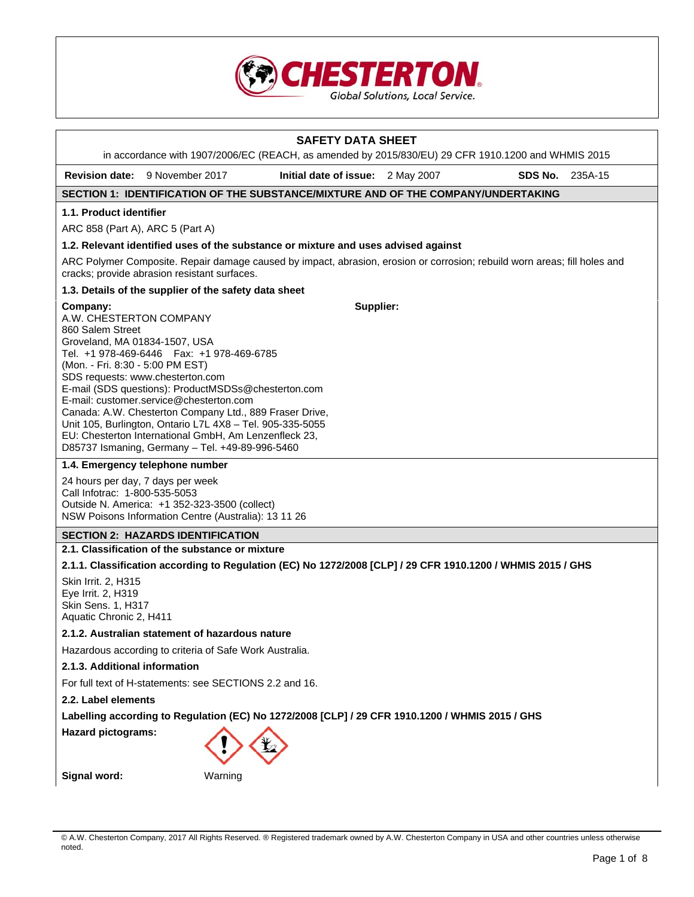# SAFETY DATA SHEET

in accordance with 1907/2006/EC (REACH, as amended by 2015/830/EU) 29 CFR 1910.1200 and WHMIS 2015

**Revision date:** 9 November 2017 **Initial date of issue:** 2 May 2007 **SDS No.** 235A-15

## SECTION 1: IDENTIFICATION OF THE SUBSTANCE/MIXTURE AND OF THE COMPANY/UNDERTAKING

### 1.1. Product identifier

ARC 858 (Part A), ARC 5 (Part A)

### 1.2. Relevant identified uses of the substance or mixture and uses advised against

ARC Polymer Composite. Repair damage caused by impact, abrasion, erosion or corrosion; rebuild worn areas; fill holes and cracks; provide abrasion resistant surfaces.

### 1.3. Details of the supplier of the safety data sheet

**Company:**
A.W. CHESTERTON COMPANY
860 Salem Street
Groveland, MA 01834-1507, USA
Tel. +1 978-469-6446 Fax: +1 978-469-6785
(Mon. - Fri. 8:30 - 5:00 PM EST)
SDS requests: www.chesterton.com
E-mail (SDS questions): ProductMSDSs@chesterton.com
E-mail: customer.service@chesterton.com
Canada: A.W. Chesterton Company Ltd., 889 Fraser Drive, Unit 105, Burlington, Ontario L7L 4X8 – Tel. 905-335-5055
EU: Chesterton International GmbH, Am Lenzenfleck 23, D85737 Ismaning, Germany – Tel. +49-89-996-5460

**Supplier:**

### 1.4. Emergency telephone number

24 hours per day, 7 days per week
Call Infotrac: 1-800-535-5053
Outside N. America: +1 352-323-3500 (collect)
NSW Poisons Information Centre (Australia): 13 11 26

## SECTION 2: HAZARDS IDENTIFICATION

### 2.1. Classification of the substance or mixture

#### 2.1.1. Classification according to Regulation (EC) No 1272/2008 [CLP] / 29 CFR 1910.1200 / WHMIS 2015 / GHS

Skin Irrit. 2, H315
Eye Irrit. 2, H319
Skin Sens. 1, H317
Aquatic Chronic 2, H411

#### 2.1.2. Australian statement of hazardous nature

Hazardous according to criteria of Safe Work Australia.

#### 2.1.3. Additional information

For full text of H-statements: see SECTIONS 2.2 and 16.

### 2.2. Label elements

**Labelling according to Regulation (EC) No 1272/2008 [CLP] / 29 CFR 1910.1200 / WHMIS 2015 / GHS**

**Hazard pictograms:**

**Signal word:** Warning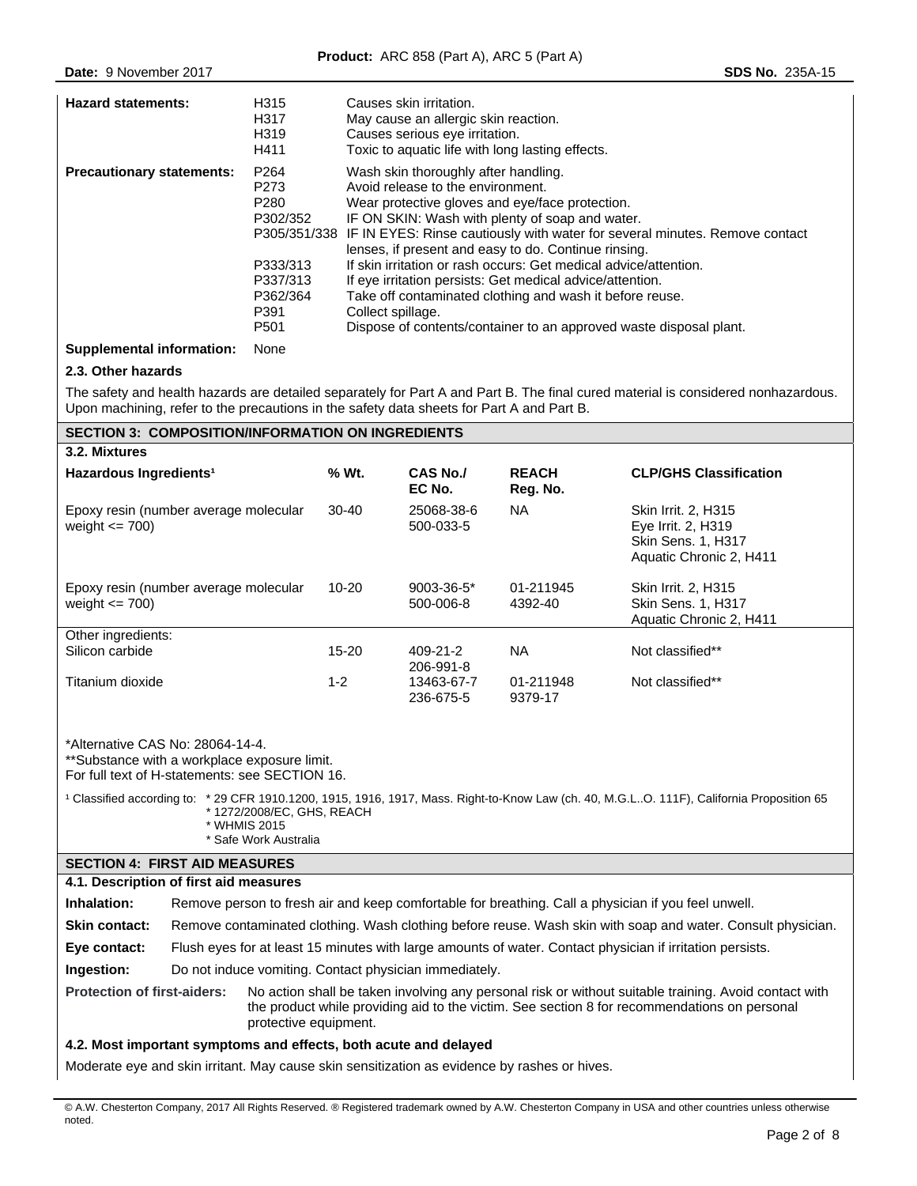| | | |
|---|---|---|
| **Hazard statements:** | H315 | Causes skin irritation. |
| | H317 | May cause an allergic skin reaction. |
| | H319 | Causes serious eye irritation. |
| | H411 | Toxic to aquatic life with long lasting effects. |
| **Precautionary statements:** | P264 | Wash skin thoroughly after handling. |
| | P273 | Avoid release to the environment. |
| | P280 | Wear protective gloves and eye/face protection. |
| | P302/352 | IF ON SKIN: Wash with plenty of soap and water. |
| | P305/351/338 | IF IN EYES: Rinse cautiously with water for several minutes. Remove contact lenses, if present and easy to do. Continue rinsing. |
| | P333/313 | If skin irritation or rash occurs: Get medical advice/attention. |
| | P337/313 | If eye irritation persists: Get medical advice/attention. |
| | P362/364 | Take off contaminated clothing and wash it before reuse. |
| | P391 | Collect spillage. |
| | P501 | Dispose of contents/container to an approved waste disposal plant. |
| **Supplemental information:** | None | |

### 2.3. Other hazards

The safety and health hazards are detailed separately for Part A and Part B. The final cured material is considered nonhazardous. Upon machining, refer to the precautions in the safety data sheets for Part A and Part B.

## SECTION 3: COMPOSITION/INFORMATION ON INGREDIENTS

### 3.2. Mixtures

| Hazardous Ingredients[1] | % Wt. | CAS No./ EC No. | REACH Reg. No. | CLP/GHS Classification |
|---|---|---|---|---|
| Epoxy resin (number average molecular weight <= 700) | 30-40 | 25068-38-6 500-033-5 | NA | Skin Irrit. 2, H315 Eye Irrit. 2, H319 Skin Sens. 1, H317 Aquatic Chronic 2, H411 |
| Epoxy resin (number average molecular weight <= 700) | 10-20 | 9003-36-5* 500-006-8 | 01-211945 4392-40 | Skin Irrit. 2, H315 Skin Sens. 1, H317 Aquatic Chronic 2, H411 |
| Other ingredients: | | | | |
| Silicon carbide | 15-20 | 409-21-2 206-991-8 | NA | Not classified** |
| Titanium dioxide | 1-2 | 13463-67-7 236-675-5 | 01-211948 9379-17 | Not classified** |

*Alternative CAS No: 28064-14-4.
**Substance with a workplace exposure limit.
For full text of H-statements: see SECTION 16.

[1] Classified according to: * 29 CFR 1910.1200, 1915, 1916, 1917, Mass. Right-to-Know Law (ch. 40, M.G.L..O. 111F), California Proposition 65
* 1272/2008/EC, GHS, REACH
* WHMIS 2015
* Safe Work Australia

## SECTION 4: FIRST AID MEASURES

### 4.1. Description of first aid measures

**Inhalation:** Remove person to fresh air and keep comfortable for breathing. Call a physician if you feel unwell.

**Skin contact:** Remove contaminated clothing. Wash clothing before reuse. Wash skin with soap and water. Consult physician.

**Eye contact:** Flush eyes for at least 15 minutes with large amounts of water. Contact physician if irritation persists.

**Ingestion:** Do not induce vomiting. Contact physician immediately.

**Protection of first-aiders:** No action shall be taken involving any personal risk or without suitable training. Avoid contact with the product while providing aid to the victim. See section 8 for recommendations on personal protective equipment.

### 4.2. Most important symptoms and effects, both acute and delayed

Moderate eye and skin irritant. May cause skin sensitization as evidence by rashes or hives.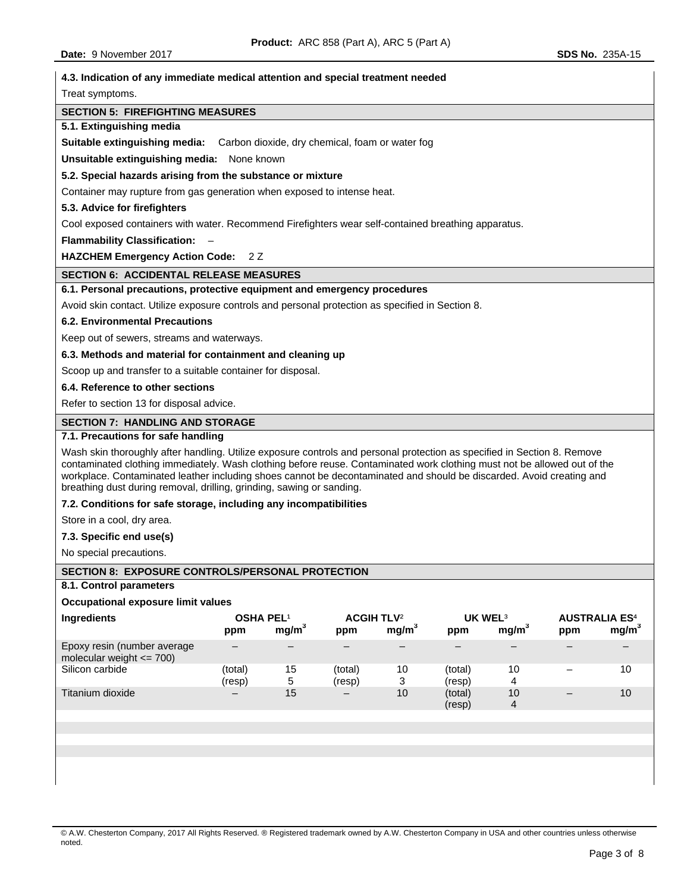### 4.3. Indication of any immediate medical attention and special treatment needed

Treat symptoms.

## SECTION 5: FIREFIGHTING MEASURES

### 5.1. Extinguishing media

**Suitable extinguishing media:** Carbon dioxide, dry chemical, foam or water fog

**Unsuitable extinguishing media:** None known

### 5.2. Special hazards arising from the substance or mixture

Container may rupture from gas generation when exposed to intense heat.

### 5.3. Advice for firefighters

Cool exposed containers with water. Recommend Firefighters wear self-contained breathing apparatus.

**Flammability Classification:** –

**HAZCHEM Emergency Action Code:** 2 Z

## SECTION 6: ACCIDENTAL RELEASE MEASURES

### 6.1. Personal precautions, protective equipment and emergency procedures

Avoid skin contact. Utilize exposure controls and personal protection as specified in Section 8.

### 6.2. Environmental Precautions

Keep out of sewers, streams and waterways.

### 6.3. Methods and material for containment and cleaning up

Scoop up and transfer to a suitable container for disposal.

### 6.4. Reference to other sections

Refer to section 13 for disposal advice.

## SECTION 7: HANDLING AND STORAGE

### 7.1. Precautions for safe handling

Wash skin thoroughly after handling. Utilize exposure controls and personal protection as specified in Section 8. Remove contaminated clothing immediately. Wash clothing before reuse. Contaminated work clothing must not be allowed out of the workplace. Contaminated leather including shoes cannot be decontaminated and should be discarded. Avoid creating and breathing dust during removal, drilling, grinding, sawing or sanding.

### 7.2. Conditions for safe storage, including any incompatibilities

Store in a cool, dry area.

### 7.3. Specific end use(s)

No special precautions.

## SECTION 8: EXPOSURE CONTROLS/PERSONAL PROTECTION

### 8.1. Control parameters

**Occupational exposure limit values**

| Ingredients | OSHA PEL[1] | | ACGIH TLV[2] | | UK WEL[3] | | AUSTRALIA ES[4] | |
|---|---|---|---|---|---|---|---|---|
| | ppm | $mg/m^3$ | ppm | $mg/m^3$ | ppm | $mg/m^3$ | ppm | $mg/m^3$ |
| Epoxy resin (number average molecular weight <= 700) | – | – | – | – | – | – | – | – |
| Silicon carbide | (total) (resp) | 15 5 | (total) (resp) | 10 3 | (total) (resp) | 10 4 | – | 10 |
| Titanium dioxide | – | 15 | – | 10 | (total) (resp) | 10 4 | – | 10 |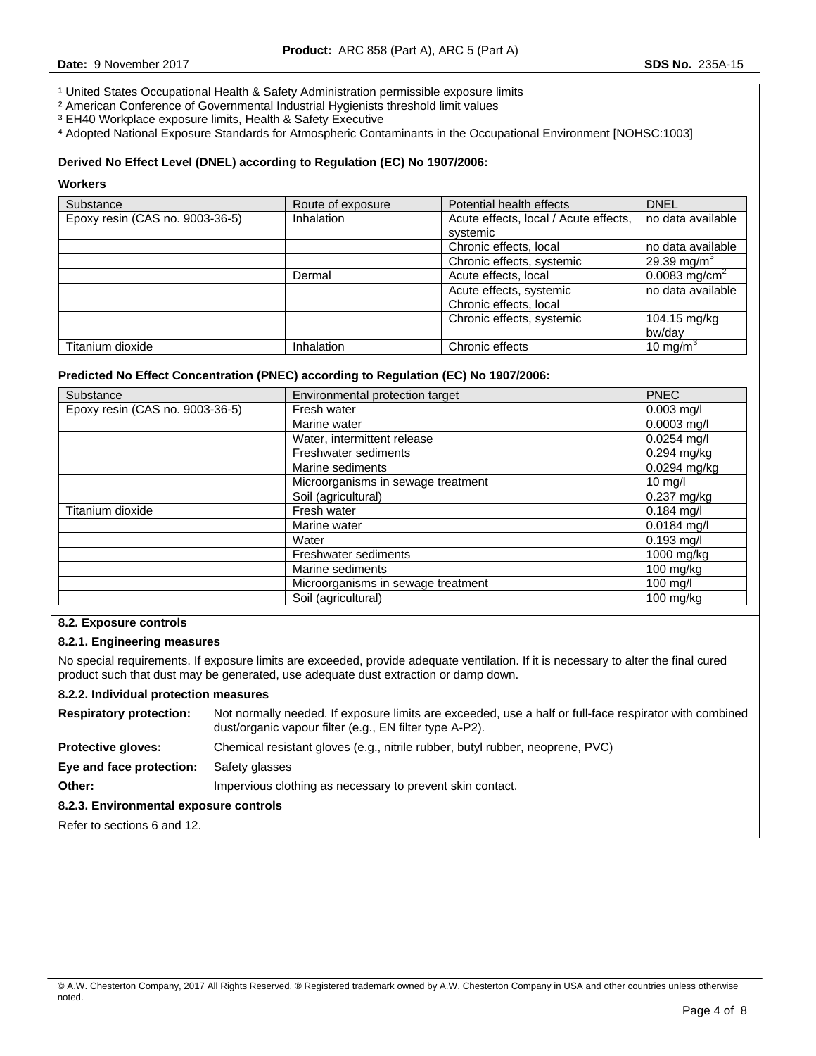[1] United States Occupational Health & Safety Administration permissible exposure limits
[2] American Conference of Governmental Industrial Hygienists threshold limit values
[3] EH40 Workplace exposure limits, Health & Safety Executive
[4] Adopted National Exposure Standards for Atmospheric Contaminants in the Occupational Environment [NOHSC:1003]

**Derived No Effect Level (DNEL) according to Regulation (EC) No 1907/2006:**

**Workers**

| Substance | Route of exposure | Potential health effects | DNEL |
|---|---|---|---|
| Epoxy resin (CAS no. 9003-36-5) | Inhalation | Acute effects, local / Acute effects, systemic | no data available |
| | | Chronic effects, local | no data available |
| | | Chronic effects, systemic | 29.39 $mg/m^3$ |
| | Dermal | Acute effects, local | 0.0083 $mg/cm^2$ |
| | | Acute effects, systemic Chronic effects, local | no data available |
| | | Chronic effects, systemic | 104.15 mg/kg bw/day |
| Titanium dioxide | Inhalation | Chronic effects | 10 $mg/m^3$ |

**Predicted No Effect Concentration (PNEC) according to Regulation (EC) No 1907/2006:**

| Substance | Environmental protection target | PNEC |
|---|---|---|
| Epoxy resin (CAS no. 9003-36-5) | Fresh water | 0.003 mg/l |
| | Marine water | 0.0003 mg/l |
| | Water, intermittent release | 0.0254 mg/l |
| | Freshwater sediments | 0.294 mg/kg |
| | Marine sediments | 0.0294 mg/kg |
| | Microorganisms in sewage treatment | 10 mg/l |
| | Soil (agricultural) | 0.237 mg/kg |
| Titanium dioxide | Fresh water | 0.184 mg/l |
| | Marine water | 0.0184 mg/l |
| | Water | 0.193 mg/l |
| | Freshwater sediments | 1000 mg/kg |
| | Marine sediments | 100 mg/kg |
| | Microorganisms in sewage treatment | 100 mg/l |
| | Soil (agricultural) | 100 mg/kg |

### 8.2. Exposure controls

#### 8.2.1. Engineering measures

No special requirements. If exposure limits are exceeded, provide adequate ventilation. If it is necessary to alter the final cured product such that dust may be generated, use adequate dust extraction or damp down.

#### 8.2.2. Individual protection measures

**Respiratory protection:** Not normally needed. If exposure limits are exceeded, use a half or full-face respirator with combined dust/organic vapour filter (e.g., EN filter type A-P2).

**Protective gloves:** Chemical resistant gloves (e.g., nitrile rubber, butyl rubber, neoprene, PVC)

**Eye and face protection:** Safety glasses

**Other:** Impervious clothing as necessary to prevent skin contact.

#### 8.2.3. Environmental exposure controls

Refer to sections 6 and 12.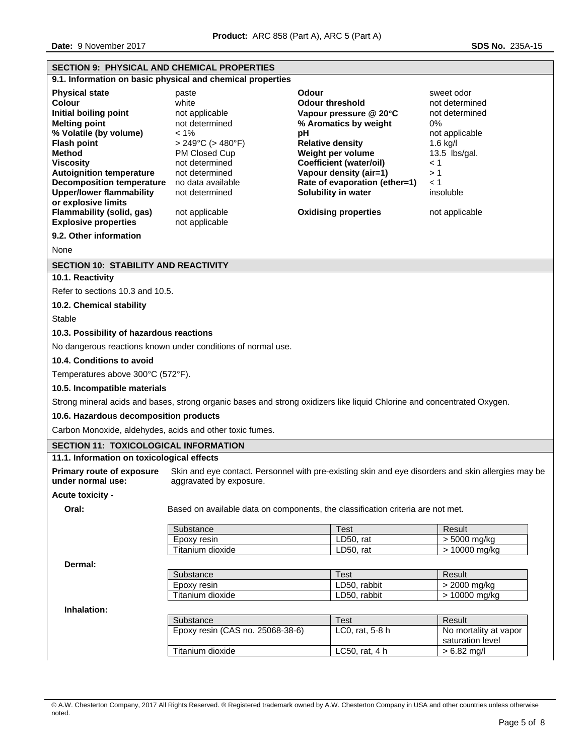## SECTION 9: PHYSICAL AND CHEMICAL PROPERTIES

### 9.1. Information on basic physical and chemical properties

| | | | |
|---|---|---|---|
| **Physical state** | paste | **Odour** | sweet odor |
| **Colour** | white | **Odour threshold** | not determined |
| **Initial boiling point** | not applicable | **Vapour pressure @ 20°C** | not determined |
| **Melting point** | not determined | **% Aromatics by weight** | 0% |
| **% Volatile (by volume)** | < 1% | **pH** | not applicable |
| **Flash point** | > 249°C (> 480°F) | **Relative density** | 1.6 kg/l |
| **Method** | PM Closed Cup | **Weight per volume** | 13.5 lbs/gal. |
| **Viscosity** | not determined | **Coefficient (water/oil)** | < 1 |
| **Autoignition temperature** | not determined | **Vapour density (air=1)** | > 1 |
| **Decomposition temperature** | no data available | **Rate of evaporation (ether=1)** | < 1 |
| **Upper/lower flammability or explosive limits** | not determined | **Solubility in water** | insoluble |
| **Flammability (solid, gas)** | not applicable | **Oxidising properties** | not applicable |
| **Explosive properties** | not applicable | | |

### 9.2. Other information

None

## SECTION 10: STABILITY AND REACTIVITY

### 10.1. Reactivity

Refer to sections 10.3 and 10.5.

### 10.2. Chemical stability

Stable

### 10.3. Possibility of hazardous reactions

No dangerous reactions known under conditions of normal use.

### 10.4. Conditions to avoid

Temperatures above 300°C (572°F).

### 10.5. Incompatible materials

Strong mineral acids and bases, strong organic bases and strong oxidizers like liquid Chlorine and concentrated Oxygen.

### 10.6. Hazardous decomposition products

Carbon Monoxide, aldehydes, acids and other toxic fumes.

## SECTION 11: TOXICOLOGICAL INFORMATION

### 11.1. Information on toxicological effects

**Primary route of exposure under normal use:** Skin and eye contact. Personnel with pre-existing skin and eye disorders and skin allergies may be aggravated by exposure.

**Acute toxicity -**

**Oral:** Based on available data on components, the classification criteria are not met.

| Substance | Test | Result |
|---|---|---|
| Epoxy resin | LD50, rat | > 5000 mg/kg |
| Titanium dioxide | LD50, rat | > 10000 mg/kg |

**Dermal:**

| Substance | Test | Result |
|---|---|---|
| Epoxy resin | LD50, rabbit | > 2000 mg/kg |
| Titanium dioxide | LD50, rabbit | > 10000 mg/kg |

**Inhalation:**

| Substance | Test | Result |
|---|---|---|
| Epoxy resin (CAS no. 25068-38-6) | LC0, rat, 5-8 h | No mortality at vapor saturation level |
| Titanium dioxide | LC50, rat, 4 h | > 6.82 mg/l |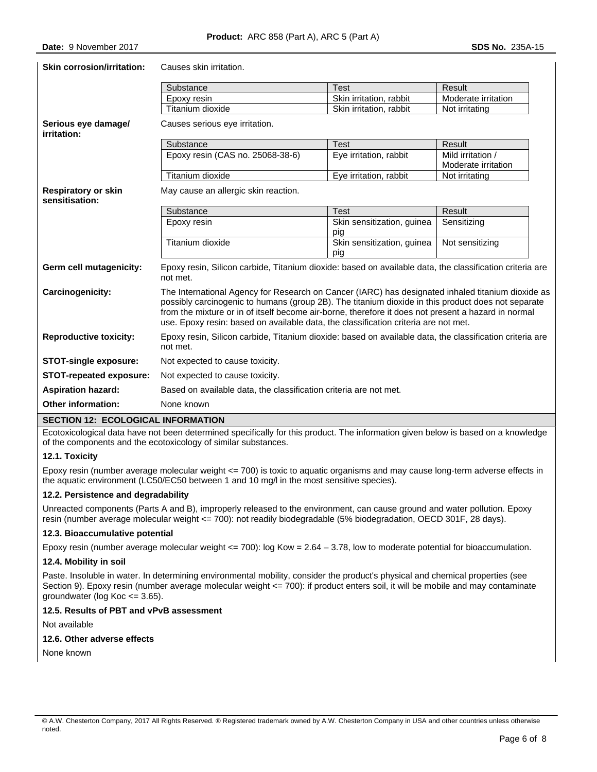**Skin corrosion/irritation:** Causes skin irritation.

| Substance | Test | Result |
|---|---|---|
| Epoxy resin | Skin irritation, rabbit | Moderate irritation |
| Titanium dioxide | Skin irritation, rabbit | Not irritating |

**Serious eye damage/ irritation:** Causes serious eye irritation.

| Substance | Test | Result |
|---|---|---|
| Epoxy resin (CAS no. 25068-38-6) | Eye irritation, rabbit | Mild irritation / Moderate irritation |
| Titanium dioxide | Eye irritation, rabbit | Not irritating |

**Respiratory or skin sensitisation:** May cause an allergic skin reaction.

| Substance | Test | Result |
|---|---|---|
| Epoxy resin | Skin sensitization, guinea pig | Sensitizing |
| Titanium dioxide | Skin sensitization, guinea pig | Not sensitizing |

**Germ cell mutagenicity:** Epoxy resin, Silicon carbide, Titanium dioxide: based on available data, the classification criteria are not met.

**Carcinogenicity:** The International Agency for Research on Cancer (IARC) has designated inhaled titanium dioxide as possibly carcinogenic to humans (group 2B). The titanium dioxide in this product does not separate from the mixture or in of itself become air-borne, therefore it does not present a hazard in normal use. Epoxy resin: based on available data, the classification criteria are not met.

**Reproductive toxicity:** Epoxy resin, Silicon carbide, Titanium dioxide: based on available data, the classification criteria are not met.

**STOT-single exposure:** Not expected to cause toxicity.

**STOT-repeated exposure:** Not expected to cause toxicity.

**Aspiration hazard:** Based on available data, the classification criteria are not met.

**Other information:** None known

## SECTION 12: ECOLOGICAL INFORMATION

Ecotoxicological data have not been determined specifically for this product. The information given below is based on a knowledge of the components and the ecotoxicology of similar substances.

### 12.1. Toxicity

Epoxy resin (number average molecular weight <= 700) is toxic to aquatic organisms and may cause long-term adverse effects in the aquatic environment (LC50/EC50 between 1 and 10 mg/l in the most sensitive species).

### 12.2. Persistence and degradability

Unreacted components (Parts A and B), improperly released to the environment, can cause ground and water pollution. Epoxy resin (number average molecular weight <= 700): not readily biodegradable (5% biodegradation, OECD 301F, 28 days).

### 12.3. Bioaccumulative potential

Epoxy resin (number average molecular weight <= 700): log Kow = 2.64 – 3.78, low to moderate potential for bioaccumulation.

### 12.4. Mobility in soil

Paste. Insoluble in water. In determining environmental mobility, consider the product's physical and chemical properties (see Section 9). Epoxy resin (number average molecular weight <= 700): if product enters soil, it will be mobile and may contaminate groundwater (log Koc <= 3.65).

### 12.5. Results of PBT and vPvB assessment

Not available

### 12.6. Other adverse effects

None known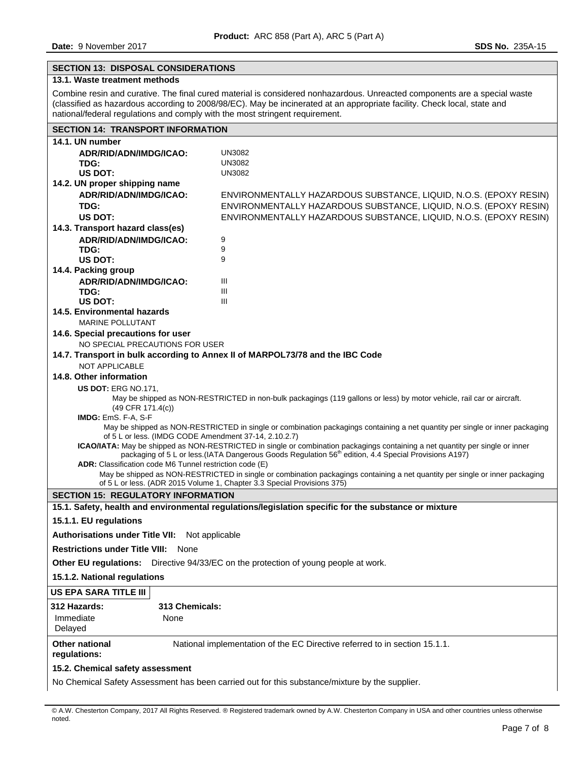## SECTION 13: DISPOSAL CONSIDERATIONS

### 13.1. Waste treatment methods

Combine resin and curative. The final cured material is considered nonhazardous. Unreacted components are a special waste (classified as hazardous according to 2008/98/EC). May be incinerated at an appropriate facility. Check local, state and national/federal regulations and comply with the most stringent requirement.

## SECTION 14: TRANSPORT INFORMATION

### 14.1. UN number

| | |
|---|---|
| **ADR/RID/ADN/IMDG/ICAO:** | UN3082 |
| **TDG:** | UN3082 |
| **US DOT:** | UN3082 |

### 14.2. UN proper shipping name

| | |
|---|---|
| **ADR/RID/ADN/IMDG/ICAO:** | ENVIRONMENTALLY HAZARDOUS SUBSTANCE, LIQUID, N.O.S. (EPOXY RESIN) |
| **TDG:** | ENVIRONMENTALLY HAZARDOUS SUBSTANCE, LIQUID, N.O.S. (EPOXY RESIN) |
| **US DOT:** | ENVIRONMENTALLY HAZARDOUS SUBSTANCE, LIQUID, N.O.S. (EPOXY RESIN) |

### 14.3. Transport hazard class(es)

| | |
|---|---|
| **ADR/RID/ADN/IMDG/ICAO:** | 9 |
| **TDG:** | 9 |
| **US DOT:** | 9 |

### 14.4. Packing group

| | |
|---|---|
| **ADR/RID/ADN/IMDG/ICAO:** | III |
| **TDG:** | III |
| **US DOT:** | III |

### 14.5. Environmental hazards

MARINE POLLUTANT

### 14.6. Special precautions for user

NO SPECIAL PRECAUTIONS FOR USER

### 14.7. Transport in bulk according to Annex II of MARPOL73/78 and the IBC Code

NOT APPLICABLE

### 14.8. Other information

**US DOT:** ERG NO.171,
May be shipped as NON-RESTRICTED in non-bulk packagings (119 gallons or less) by motor vehicle, rail car or aircraft. (49 CFR 171.4(c))

**IMDG:** EmS. F-A, S-F
May be shipped as NON-RESTRICTED in single or combination packagings containing a net quantity per single or inner packaging of 5 L or less. (IMDG CODE Amendment 37-14, 2.10.2.7)

**ICAO/IATA:** May be shipped as NON-RESTRICTED in single or combination packagings containing a net quantity per single or inner packaging of 5 L or less.(IATA Dangerous Goods Regulation 56th edition, 4.4 Special Provisions A197)

**ADR:** Classification code M6 Tunnel restriction code (E)
May be shipped as NON-RESTRICTED in single or combination packagings containing a net quantity per single or inner packaging of 5 L or less. (ADR 2015 Volume 1, Chapter 3.3 Special Provisions 375)

## SECTION 15: REGULATORY INFORMATION

### 15.1. Safety, health and environmental regulations/legislation specific for the substance or mixture

#### 15.1.1. EU regulations

**Authorisations under Title VII:** Not applicable

**Restrictions under Title VIII:** None

**Other EU regulations:** Directive 94/33/EC on the protection of young people at work.

#### 15.1.2. National regulations

**US EPA SARA TITLE III**

| 312 Hazards: | 313 Chemicals: |
|---|---|
| Immediate<br>Delayed | None |

**Other national regulations:** National implementation of the EC Directive referred to in section 15.1.1.

### 15.2. Chemical safety assessment

No Chemical Safety Assessment has been carried out for this substance/mixture by the supplier.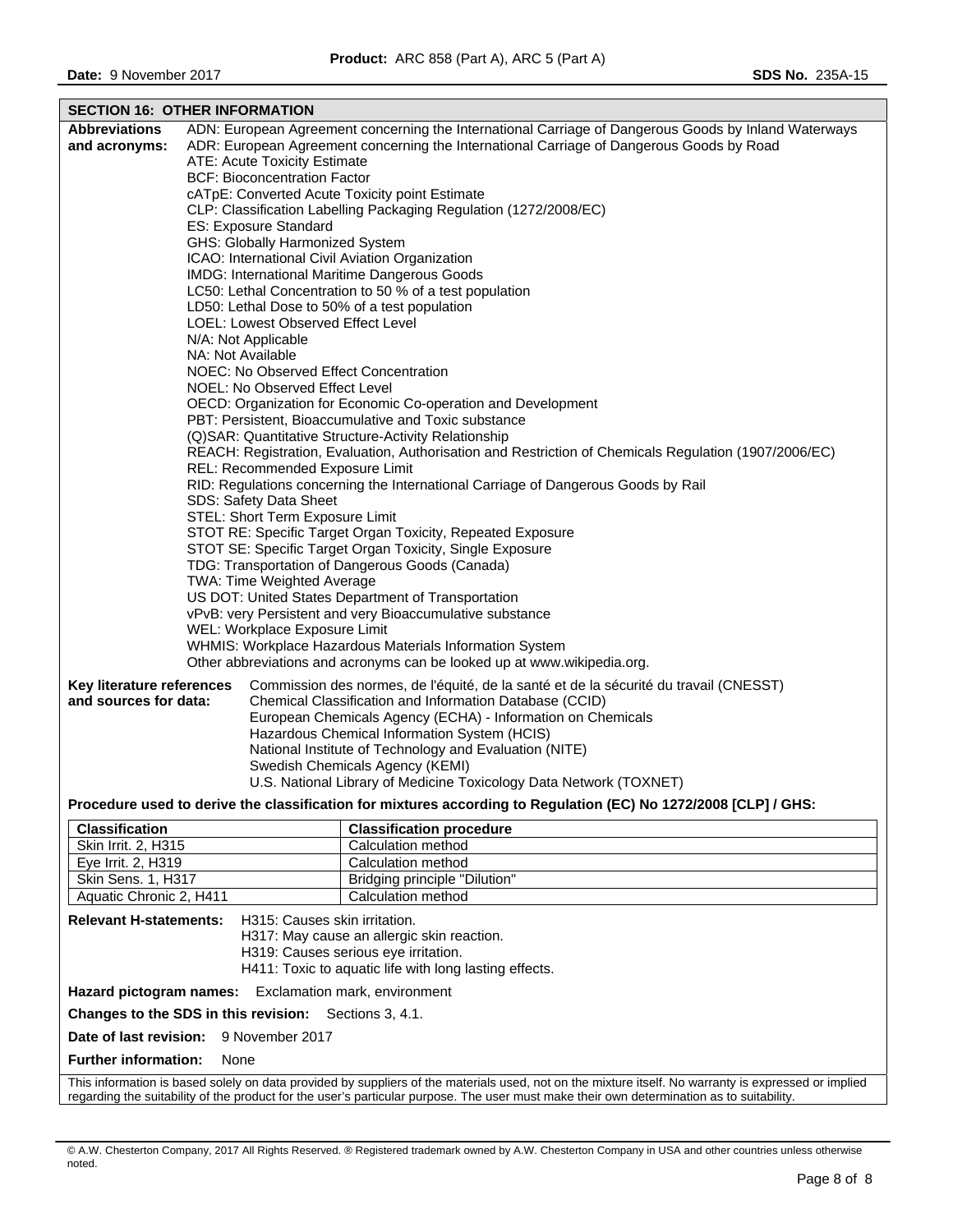## SECTION 16: OTHER INFORMATION

**Abbreviations and acronyms:**

ADN: European Agreement concerning the International Carriage of Dangerous Goods by Inland Waterways
ADR: European Agreement concerning the International Carriage of Dangerous Goods by Road
ATE: Acute Toxicity Estimate
BCF: Bioconcentration Factor
cATpE: Converted Acute Toxicity point Estimate
CLP: Classification Labelling Packaging Regulation (1272/2008/EC)
ES: Exposure Standard
GHS: Globally Harmonized System
ICAO: International Civil Aviation Organization
IMDG: International Maritime Dangerous Goods
LC50: Lethal Concentration to 50 % of a test population
LD50: Lethal Dose to 50% of a test population
LOEL: Lowest Observed Effect Level
N/A: Not Applicable
NA: Not Available
NOEC: No Observed Effect Concentration
NOEL: No Observed Effect Level
OECD: Organization for Economic Co-operation and Development
PBT: Persistent, Bioaccumulative and Toxic substance
(Q)SAR: Quantitative Structure-Activity Relationship
REACH: Registration, Evaluation, Authorisation and Restriction of Chemicals Regulation (1907/2006/EC)
REL: Recommended Exposure Limit
RID: Regulations concerning the International Carriage of Dangerous Goods by Rail
SDS: Safety Data Sheet
STEL: Short Term Exposure Limit
STOT RE: Specific Target Organ Toxicity, Repeated Exposure
STOT SE: Specific Target Organ Toxicity, Single Exposure
TDG: Transportation of Dangerous Goods (Canada)
TWA: Time Weighted Average
US DOT: United States Department of Transportation
vPvB: very Persistent and very Bioaccumulative substance
WEL: Workplace Exposure Limit
WHMIS: Workplace Hazardous Materials Information System
Other abbreviations and acronyms can be looked up at www.wikipedia.org.

**Key literature references and sources for data:**

Commission des normes, de l'équité, de la santé et de la sécurité du travail (CNESST)
Chemical Classification and Information Database (CCID)
European Chemicals Agency (ECHA) - Information on Chemicals
Hazardous Chemical Information System (HCIS)
National Institute of Technology and Evaluation (NITE)
Swedish Chemicals Agency (KEMI)
U.S. National Library of Medicine Toxicology Data Network (TOXNET)

**Procedure used to derive the classification for mixtures according to Regulation (EC) No 1272/2008 [CLP] / GHS:**

| Classification | Classification procedure |
|---|---|
| Skin Irrit. 2, H315 | Calculation method |
| Eye Irrit. 2, H319 | Calculation method |
| Skin Sens. 1, H317 | Bridging principle "Dilution" |
| Aquatic Chronic 2, H411 | Calculation method |

**Relevant H-statements:**

H315: Causes skin irritation.
H317: May cause an allergic skin reaction.
H319: Causes serious eye irritation.
H411: Toxic to aquatic life with long lasting effects.

**Hazard pictogram names:** Exclamation mark, environment

**Changes to the SDS in this revision:** Sections 3, 4.1.

**Date of last revision:** 9 November 2017

**Further information:** None

This information is based solely on data provided by suppliers of the materials used, not on the mixture itself. No warranty is expressed or implied regarding the suitability of the product for the user's particular purpose. The user must make their own determination as to suitability.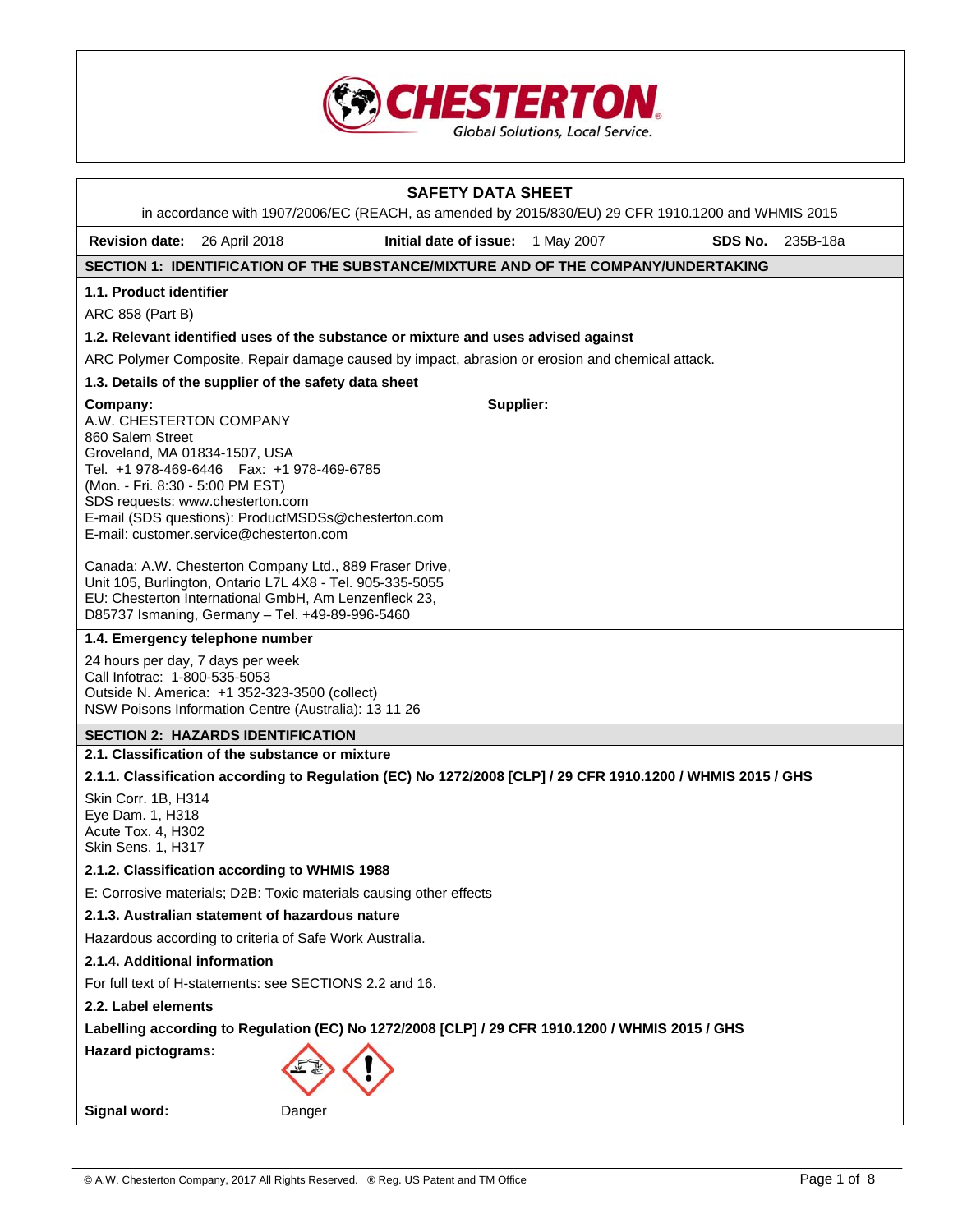# SAFETY DATA SHEET

in accordance with 1907/2006/EC (REACH, as amended by 2015/830/EU) 29 CFR 1910.1200 and WHMIS 2015

**Revision date:** 26 April 2018 **Initial date of issue:** 1 May 2007 **SDS No.** 235B-18a

## SECTION 1: IDENTIFICATION OF THE SUBSTANCE/MIXTURE AND OF THE COMPANY/UNDERTAKING

### 1.1. Product identifier

ARC 858 (Part B)

### 1.2. Relevant identified uses of the substance or mixture and uses advised against

ARC Polymer Composite. Repair damage caused by impact, abrasion or erosion and chemical attack.

### 1.3. Details of the supplier of the safety data sheet

**Company:**
A.W. CHESTERTON COMPANY
860 Salem Street
Groveland, MA 01834-1507, USA
Tel. +1 978-469-6446 Fax: +1 978-469-6785
(Mon. - Fri. 8:30 - 5:00 PM EST)
SDS requests: www.chesterton.com
E-mail (SDS questions): ProductMSDSs@chesterton.com
E-mail: customer.service@chesterton.com

**Supplier:**

Canada: A.W. Chesterton Company Ltd., 889 Fraser Drive, Unit 105, Burlington, Ontario L7L 4X8 - Tel. 905-335-5055
EU: Chesterton International GmbH, Am Lenzenfleck 23, D85737 Ismaning, Germany – Tel. +49-89-996-5460

### 1.4. Emergency telephone number

24 hours per day, 7 days per week
Call Infotrac: 1-800-535-5053
Outside N. America: +1 352-323-3500 (collect)
NSW Poisons Information Centre (Australia): 13 11 26

## SECTION 2: HAZARDS IDENTIFICATION

### 2.1. Classification of the substance or mixture

#### 2.1.1. Classification according to Regulation (EC) No 1272/2008 [CLP] / 29 CFR 1910.1200 / WHMIS 2015 / GHS

Skin Corr. 1B, H314
Eye Dam. 1, H318
Acute Tox. 4, H302
Skin Sens. 1, H317

#### 2.1.2. Classification according to WHMIS 1988

E: Corrosive materials; D2B: Toxic materials causing other effects

#### 2.1.3. Australian statement of hazardous nature

Hazardous according to criteria of Safe Work Australia.

#### 2.1.4. Additional information

For full text of H-statements: see SECTIONS 2.2 and 16.

### 2.2. Label elements

**Labelling according to Regulation (EC) No 1272/2008 [CLP] / 29 CFR 1910.1200 / WHMIS 2015 / GHS**

**Hazard pictograms:**

**Signal word:** Danger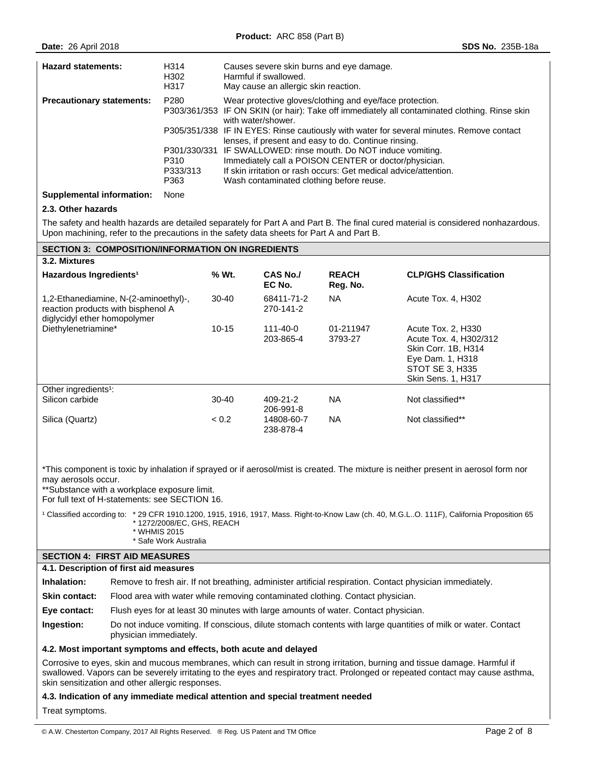| | | |
|---|---|---|
| **Hazard statements:** | H314 | Causes severe skin burns and eye damage. |
| | H302 | Harmful if swallowed. |
| | H317 | May cause an allergic skin reaction. |
| **Precautionary statements:** | P280 | Wear protective gloves/clothing and eye/face protection. |
| | P303/361/353 | IF ON SKIN (or hair): Take off immediately all contaminated clothing. Rinse skin with water/shower. |
| | P305/351/338 | IF IN EYES: Rinse cautiously with water for several minutes. Remove contact lenses, if present and easy to do. Continue rinsing. |
| | P301/330/331 | IF SWALLOWED: rinse mouth. Do NOT induce vomiting. |
| | P310 | Immediately call a POISON CENTER or doctor/physician. |
| | P333/313 | If skin irritation or rash occurs: Get medical advice/attention. |
| | P363 | Wash contaminated clothing before reuse. |
| **Supplemental information:** | None | |

### 2.3. Other hazards

The safety and health hazards are detailed separately for Part A and Part B. The final cured material is considered nonhazardous. Upon machining, refer to the precautions in the safety data sheets for Part A and Part B.

## SECTION 3: COMPOSITION/INFORMATION ON INGREDIENTS

### 3.2. Mixtures

| Hazardous Ingredients[1] | % Wt. | CAS No./ EC No. | REACH Reg. No. | CLP/GHS Classification |
|---|---|---|---|---|
| 1,2-Ethanediamine, N-(2-aminoethyl)-, reaction products with bisphenol A diglycidyl ether homopolymer | 30-40 | 68411-71-2 270-141-2 | NA | Acute Tox. 4, H302 |
| Diethylenetriamine* | 10-15 | 111-40-0 203-865-4 | 01-211947 3793-27 | Acute Tox. 2, H330 Acute Tox. 4, H302/312 Skin Corr. 1B, H314 Eye Dam. 1, H318 STOT SE 3, H335 Skin Sens. 1, H317 |
| Other ingredients[1]: | | | | |
| Silicon carbide | 30-40 | 409-21-2 206-991-8 | NA | Not classified** |
| Silica (Quartz) | < 0.2 | 14808-60-7 238-878-4 | NA | Not classified** |

*This component is toxic by inhalation if sprayed or if aerosol/mist is created. The mixture is neither present in aerosol form nor may aerosols occur.
**Substance with a workplace exposure limit.
For full text of H-statements: see SECTION 16.

[1] Classified according to:
* 29 CFR 1910.1200, 1915, 1916, 1917, Mass. Right-to-Know Law (ch. 40, M.G.L..O. 111F), California Proposition 65
* 1272/2008/EC, GHS, REACH
* WHMIS 2015
* Safe Work Australia

## SECTION 4: FIRST AID MEASURES

### 4.1. Description of first aid measures

**Inhalation:** Remove to fresh air. If not breathing, administer artificial respiration. Contact physician immediately.

**Skin contact:** Flood area with water while removing contaminated clothing. Contact physician.

**Eye contact:** Flush eyes for at least 30 minutes with large amounts of water. Contact physician.

**Ingestion:** Do not induce vomiting. If conscious, dilute stomach contents with large quantities of milk or water. Contact physician immediately.

### 4.2. Most important symptoms and effects, both acute and delayed

Corrosive to eyes, skin and mucous membranes, which can result in strong irritation, burning and tissue damage. Harmful if swallowed. Vapors can be severely irritating to the eyes and respiratory tract. Prolonged or repeated contact may cause asthma, skin sensitization and other allergic responses.

### 4.3. Indication of any immediate medical attention and special treatment needed

Treat symptoms.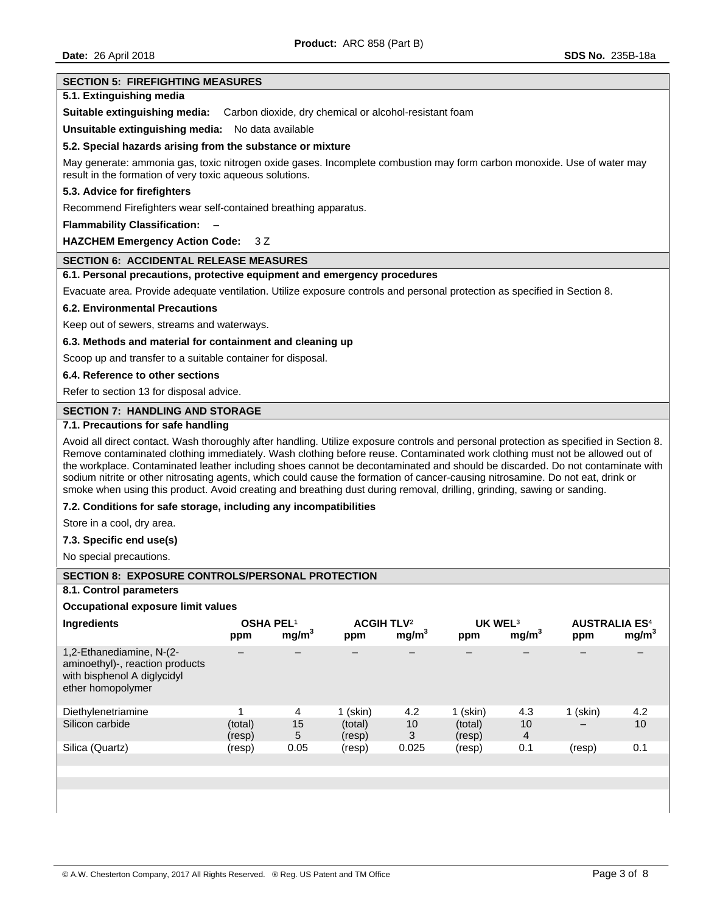## SECTION 5: FIREFIGHTING MEASURES

### 5.1. Extinguishing media

**Suitable extinguishing media:** Carbon dioxide, dry chemical or alcohol-resistant foam

**Unsuitable extinguishing media:** No data available

### 5.2. Special hazards arising from the substance or mixture

May generate: ammonia gas, toxic nitrogen oxide gases. Incomplete combustion may form carbon monoxide. Use of water may result in the formation of very toxic aqueous solutions.

### 5.3. Advice for firefighters

Recommend Firefighters wear self-contained breathing apparatus.

**Flammability Classification:** –

**HAZCHEM Emergency Action Code:** 3 Z

## SECTION 6: ACCIDENTAL RELEASE MEASURES

### 6.1. Personal precautions, protective equipment and emergency procedures

Evacuate area. Provide adequate ventilation. Utilize exposure controls and personal protection as specified in Section 8.

### 6.2. Environmental Precautions

Keep out of sewers, streams and waterways.

### 6.3. Methods and material for containment and cleaning up

Scoop up and transfer to a suitable container for disposal.

### 6.4. Reference to other sections

Refer to section 13 for disposal advice.

## SECTION 7: HANDLING AND STORAGE

### 7.1. Precautions for safe handling

Avoid all direct contact. Wash thoroughly after handling. Utilize exposure controls and personal protection as specified in Section 8. Remove contaminated clothing immediately. Wash clothing before reuse. Contaminated work clothing must not be allowed out of the workplace. Contaminated leather including shoes cannot be decontaminated and should be discarded. Do not contaminate with sodium nitrite or other nitrosating agents, which could cause the formation of cancer-causing nitrosamine. Do not eat, drink or smoke when using this product. Avoid creating and breathing dust during removal, drilling, grinding, sawing or sanding.

### 7.2. Conditions for safe storage, including any incompatibilities

Store in a cool, dry area.

### 7.3. Specific end use(s)

No special precautions.

## SECTION 8: EXPOSURE CONTROLS/PERSONAL PROTECTION

### 8.1. Control parameters

**Occupational exposure limit values**

| Ingredients | OSHA PEL[1] | | ACGIH TLV[2] | | UK WEL[3] | | AUSTRALIA ES[4] | |
|---|---|---|---|---|---|---|---|---|
| | ppm | $mg/m^3$ | ppm | $mg/m^3$ | ppm | $mg/m^3$ | ppm | $mg/m^3$ |
| 1,2-Ethanediamine, N-(2-aminoethyl)-, reaction products with bisphenol A diglycidyl ether homopolymer | – | – | – | – | – | – | – | – |
| Diethylenetriamine | 1 | 4 | 1 (skin) | 4.2 | 1 (skin) | 4.3 | 1 (skin) | 4.2 |
| Silicon carbide | (total)<br>(resp) | 15<br>5 | (total)<br>(resp) | 10<br>3 | (total)<br>(resp) | 10<br>4 | – | 10 |
| Silica (Quartz) | (resp) | 0.05 | (resp) | 0.025 | (resp) | 0.1 | (resp) | 0.1 |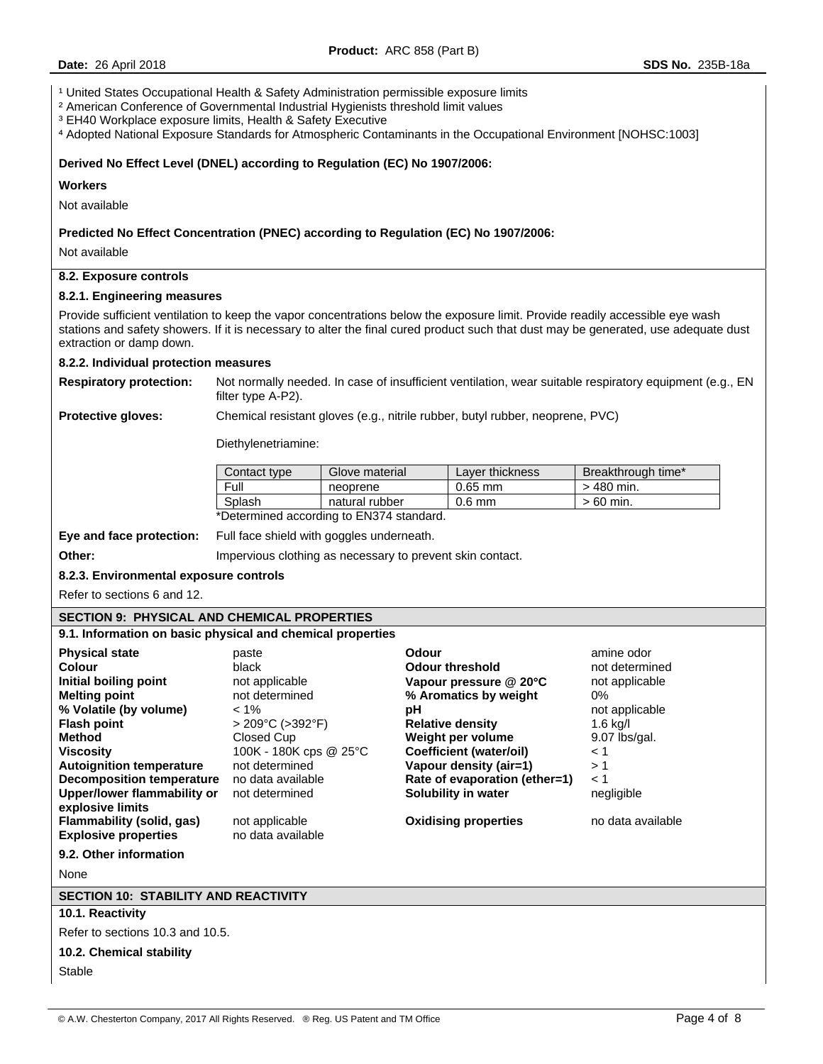[1] United States Occupational Health & Safety Administration permissible exposure limits
[2] American Conference of Governmental Industrial Hygienists threshold limit values
[3] EH40 Workplace exposure limits, Health & Safety Executive
[4] Adopted National Exposure Standards for Atmospheric Contaminants in the Occupational Environment [NOHSC:1003]

**Derived No Effect Level (DNEL) according to Regulation (EC) No 1907/2006:**

**Workers**

Not available

**Predicted No Effect Concentration (PNEC) according to Regulation (EC) No 1907/2006:**

Not available

**8.2. Exposure controls**

**8.2.1. Engineering measures**

Provide sufficient ventilation to keep the vapor concentrations below the exposure limit. Provide readily accessible eye wash stations and safety showers. If it is necessary to alter the final cured product such that dust may be generated, use adequate dust extraction or damp down.

**8.2.2. Individual protection measures**

**Respiratory protection:** Not normally needed. In case of insufficient ventilation, wear suitable respiratory equipment (e.g., EN filter type A-P2).

**Protective gloves:** Chemical resistant gloves (e.g., nitrile rubber, butyl rubber, neoprene, PVC)

Diethylenetriamine:

| Contact type | Glove material | Layer thickness | Breakthrough time* |
|---|---|---|---|
| Full | neoprene | 0.65 mm | > 480 min. |
| Splash | natural rubber | 0.6 mm | > 60 min. |

*Determined according to EN374 standard.

**Eye and face protection:** Full face shield with goggles underneath.

**Other:** Impervious clothing as necessary to prevent skin contact.

**8.2.3. Environmental exposure controls**

Refer to sections 6 and 12.

## SECTION 9: PHYSICAL AND CHEMICAL PROPERTIES

**9.1. Information on basic physical and chemical properties**

| Property | Value | Property | Value |
|---|---|---|---|
| **Physical state** | paste | **Odour** | amine odor |
| **Colour** | black | **Odour threshold** | not determined |
| **Initial boiling point** | not applicable | **Vapour pressure @ 20°C** | not applicable |
| **Melting point** | not determined | **% Aromatics by weight** | 0% |
| **% Volatile (by volume)** | < 1% | **pH** | not applicable |
| **Flash point** | > 209°C (>392°F) | **Relative density** | 1.6 kg/l |
| **Method** | Closed Cup | **Weight per volume** | 9.07 lbs/gal. |
| **Viscosity** | 100K - 180K cps @ 25°C | **Coefficient (water/oil)** | < 1 |
| **Autoignition temperature** | not determined | **Vapour density (air=1)** | > 1 |
| **Decomposition temperature** | no data available | **Rate of evaporation (ether=1)** | < 1 |
| **Upper/lower flammability or explosive limits** | not determined | **Solubility in water** | negligible |
| **Flammability (solid, gas)** | not applicable | **Oxidising properties** | no data available |
| **Explosive properties** | no data available | | |

**9.2. Other information**

None

## SECTION 10: STABILITY AND REACTIVITY

**10.1. Reactivity**

Refer to sections 10.3 and 10.5.

**10.2. Chemical stability**

Stable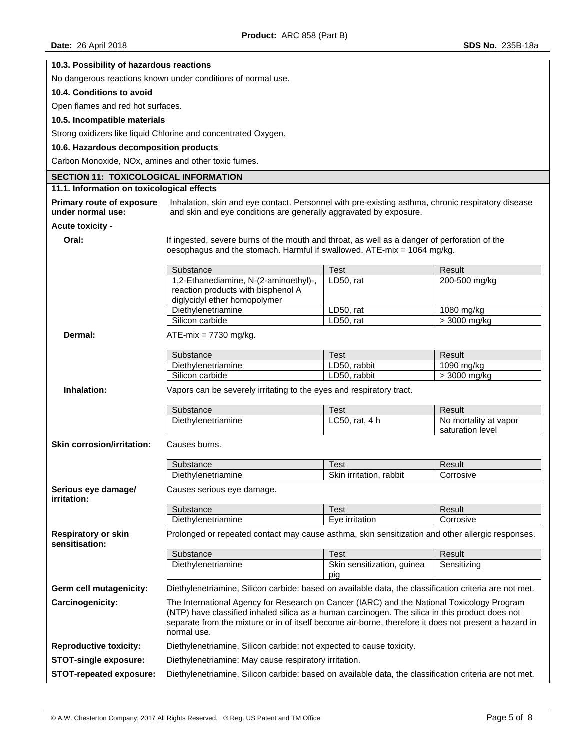**10.3. Possibility of hazardous reactions**

No dangerous reactions known under conditions of normal use.

**10.4. Conditions to avoid**

Open flames and red hot surfaces.

**10.5. Incompatible materials**

Strong oxidizers like liquid Chlorine and concentrated Oxygen.

**10.6. Hazardous decomposition products**

Carbon Monoxide, NOx, amines and other toxic fumes.

## SECTION 11: TOXICOLOGICAL INFORMATION

**11.1. Information on toxicological effects**

**Primary route of exposure under normal use:** Inhalation, skin and eye contact. Personnel with pre-existing asthma, chronic respiratory disease and skin and eye conditions are generally aggravated by exposure.

**Acute toxicity -**

**Oral:** If ingested, severe burns of the mouth and throat, as well as a danger of perforation of the oesophagus and the stomach. Harmful if swallowed. ATE-mix = 1064 mg/kg.

| Substance | Test | Result |
|---|---|---|
| 1,2-Ethanediamine, N-(2-aminoethyl)-, reaction products with bisphenol A diglycidyl ether homopolymer | LD50, rat | 200-500 mg/kg |
| Diethylenetriamine | LD50, rat | 1080 mg/kg |
| Silicon carbide | LD50, rat | > 3000 mg/kg |

**Dermal:** ATE-mix = 7730 mg/kg.

| Substance | Test | Result |
|---|---|---|
| Diethylenetriamine | LD50, rabbit | 1090 mg/kg |
| Silicon carbide | LD50, rabbit | > 3000 mg/kg |

**Inhalation:** Vapors can be severely irritating to the eyes and respiratory tract.

| Substance | Test | Result |
|---|---|---|
| Diethylenetriamine | LC50, rat, 4 h | No mortality at vapor saturation level |

**Skin corrosion/irritation:** Causes burns.

| Substance | Test | Result |
|---|---|---|
| Diethylenetriamine | Skin irritation, rabbit | Corrosive |

**Serious eye damage/ irritation:** Causes serious eye damage.

| Substance | Test | Result |
|---|---|---|
| Diethylenetriamine | Eye irritation | Corrosive |

**Respiratory or skin sensitisation:** Prolonged or repeated contact may cause asthma, skin sensitization and other allergic responses.

| Substance | Test | Result |
|---|---|---|
| Diethylenetriamine | Skin sensitization, guinea pig | Sensitizing |

**Germ cell mutagenicity:** Diethylenetriamine, Silicon carbide: based on available data, the classification criteria are not met.

**Carcinogenicity:** The International Agency for Research on Cancer (IARC) and the National Toxicology Program (NTP) have classified inhaled silica as a human carcinogen. The silica in this product does not separate from the mixture or in of itself become air-borne, therefore it does not present a hazard in normal use.

**Reproductive toxicity:** Diethylenetriamine, Silicon carbide: not expected to cause toxicity.

**STOT-single exposure:** Diethylenetriamine: May cause respiratory irritation.

**STOT-repeated exposure:** Diethylenetriamine, Silicon carbide: based on available data, the classification criteria are not met.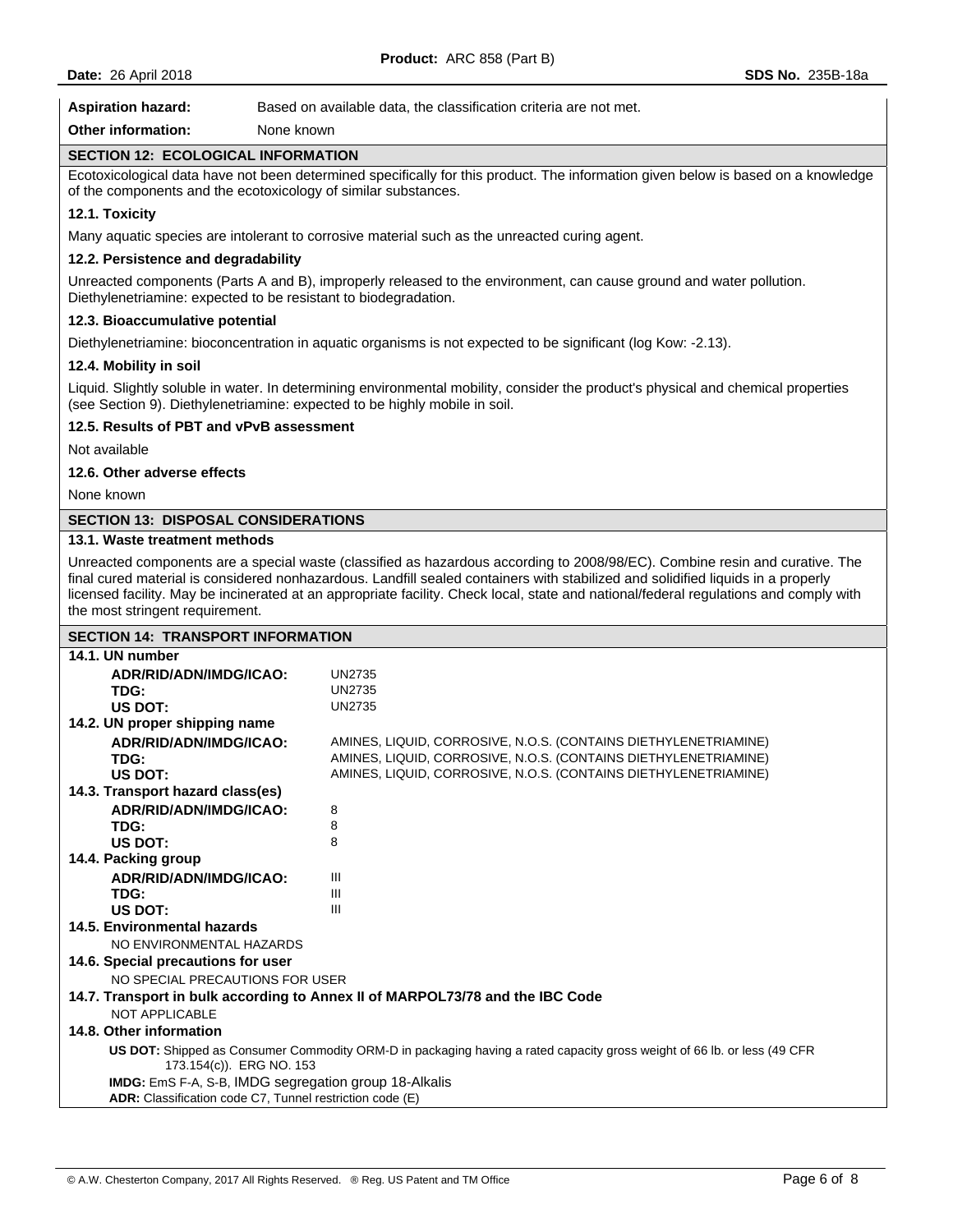**Aspiration hazard:** Based on available data, the classification criteria are not met.

**Other information:** None known

## SECTION 12: ECOLOGICAL INFORMATION

Ecotoxicological data have not been determined specifically for this product. The information given below is based on a knowledge of the components and the ecotoxicology of similar substances.

### 12.1. Toxicity

Many aquatic species are intolerant to corrosive material such as the unreacted curing agent.

### 12.2. Persistence and degradability

Unreacted components (Parts A and B), improperly released to the environment, can cause ground and water pollution. Diethylenetriamine: expected to be resistant to biodegradation.

### 12.3. Bioaccumulative potential

Diethylenetriamine: bioconcentration in aquatic organisms is not expected to be significant (log Kow: -2.13).

### 12.4. Mobility in soil

Liquid. Slightly soluble in water. In determining environmental mobility, consider the product's physical and chemical properties (see Section 9). Diethylenetriamine: expected to be highly mobile in soil.

### 12.5. Results of PBT and vPvB assessment

Not available

### 12.6. Other adverse effects

None known

## SECTION 13: DISPOSAL CONSIDERATIONS

### 13.1. Waste treatment methods

Unreacted components are a special waste (classified as hazardous according to 2008/98/EC). Combine resin and curative. The final cured material is considered nonhazardous. Landfill sealed containers with stabilized and solidified liquids in a properly licensed facility. May be incinerated at an appropriate facility. Check local, state and national/federal regulations and comply with the most stringent requirement.

## SECTION 14: TRANSPORT INFORMATION

### 14.1. UN number

| | |
|---|---|
| **ADR/RID/ADN/IMDG/ICAO:** | UN2735 |
| **TDG:** | UN2735 |
| **US DOT:** | UN2735 |

### 14.2. UN proper shipping name

| | |
|---|---|
| **ADR/RID/ADN/IMDG/ICAO:** | AMINES, LIQUID, CORROSIVE, N.O.S. (CONTAINS DIETHYLENETRIAMINE) |
| **TDG:** | AMINES, LIQUID, CORROSIVE, N.O.S. (CONTAINS DIETHYLENETRIAMINE) |
| **US DOT:** | AMINES, LIQUID, CORROSIVE, N.O.S. (CONTAINS DIETHYLENETRIAMINE) |

### 14.3. Transport hazard class(es)

| | |
|---|---|
| **ADR/RID/ADN/IMDG/ICAO:** | 8 |
| **TDG:** | 8 |
| **US DOT:** | 8 |

### 14.4. Packing group

| | |
|---|---|
| **ADR/RID/ADN/IMDG/ICAO:** | III |
| **TDG:** | III |
| **US DOT:** | III |

### 14.5. Environmental hazards

NO ENVIRONMENTAL HAZARDS

### 14.6. Special precautions for user

NO SPECIAL PRECAUTIONS FOR USER

### 14.7. Transport in bulk according to Annex II of MARPOL73/78 and the IBC Code

NOT APPLICABLE

### 14.8. Other information

**US DOT:** Shipped as Consumer Commodity ORM-D in packaging having a rated capacity gross weight of 66 lb. or less (49 CFR 173.154(c)). ERG NO. 153

**IMDG:** EmS F-A, S-B, IMDG segregation group 18-Alkalis

**ADR:** Classification code C7, Tunnel restriction code (E)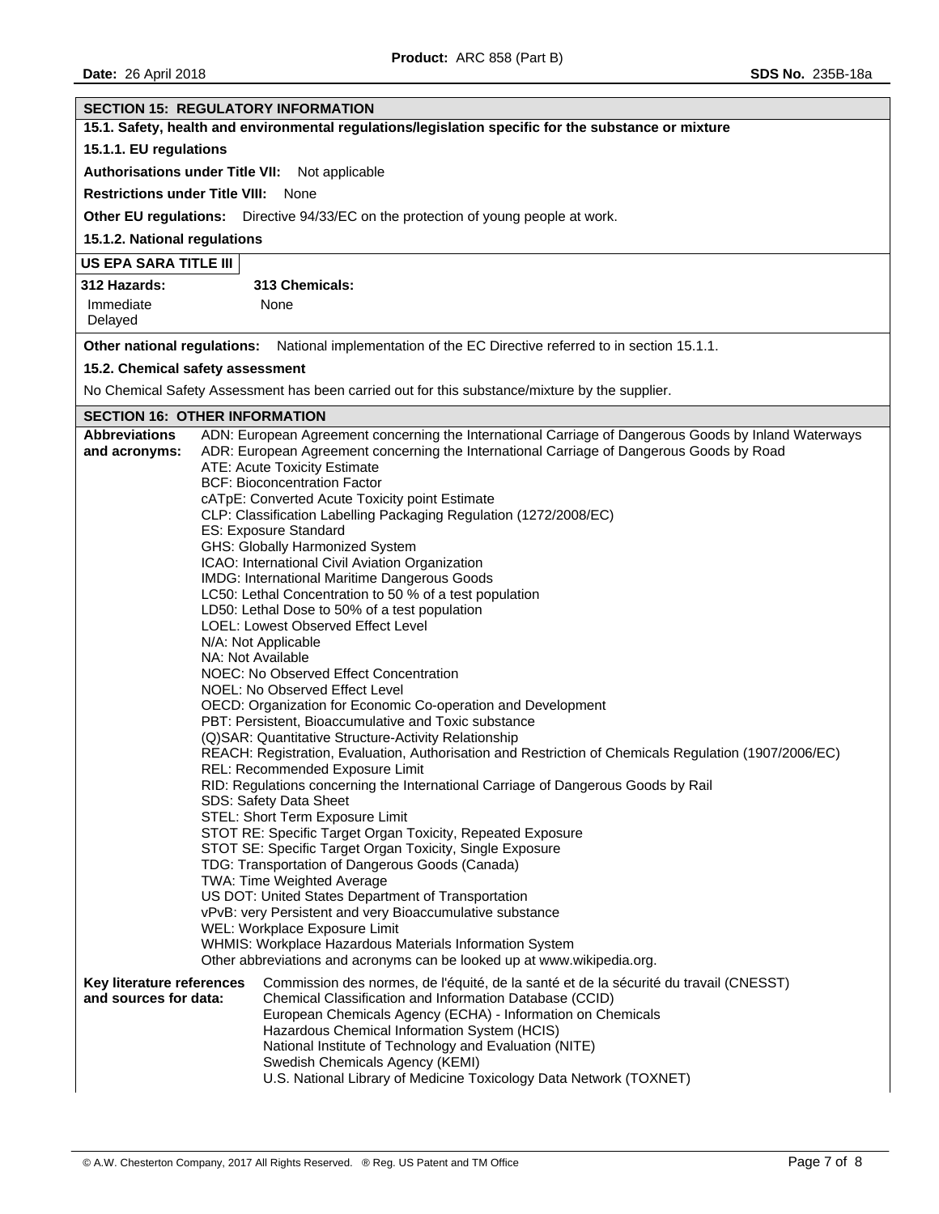## SECTION 15: REGULATORY INFORMATION

### 15.1. Safety, health and environmental regulations/legislation specific for the substance or mixture

#### 15.1.1. EU regulations

**Authorisations under Title VII:** Not applicable

**Restrictions under Title VIII:** None

**Other EU regulations:** Directive 94/33/EC on the protection of young people at work.

#### 15.1.2. National regulations

**US EPA SARA TITLE III**

| 312 Hazards: | 313 Chemicals: |
|---|---|
| Immediate<br>Delayed | None |

**Other national regulations:** National implementation of the EC Directive referred to in section 15.1.1.

### 15.2. Chemical safety assessment

No Chemical Safety Assessment has been carried out for this substance/mixture by the supplier.

## SECTION 16: OTHER INFORMATION

**Abbreviations and acronyms:**

ADN: European Agreement concerning the International Carriage of Dangerous Goods by Inland Waterways
ADR: European Agreement concerning the International Carriage of Dangerous Goods by Road
ATE: Acute Toxicity Estimate
BCF: Bioconcentration Factor
cATpE: Converted Acute Toxicity point Estimate
CLP: Classification Labelling Packaging Regulation (1272/2008/EC)
ES: Exposure Standard
GHS: Globally Harmonized System
ICAO: International Civil Aviation Organization
IMDG: International Maritime Dangerous Goods
LC50: Lethal Concentration to 50 % of a test population
LD50: Lethal Dose to 50% of a test population
LOEL: Lowest Observed Effect Level
N/A: Not Applicable
NA: Not Available
NOEC: No Observed Effect Concentration
NOEL: No Observed Effect Level
OECD: Organization for Economic Co-operation and Development
PBT: Persistent, Bioaccumulative and Toxic substance
(Q)SAR: Quantitative Structure-Activity Relationship
REACH: Registration, Evaluation, Authorisation and Restriction of Chemicals Regulation (1907/2006/EC)
REL: Recommended Exposure Limit
RID: Regulations concerning the International Carriage of Dangerous Goods by Rail
SDS: Safety Data Sheet
STEL: Short Term Exposure Limit
STOT RE: Specific Target Organ Toxicity, Repeated Exposure
STOT SE: Specific Target Organ Toxicity, Single Exposure
TDG: Transportation of Dangerous Goods (Canada)
TWA: Time Weighted Average
US DOT: United States Department of Transportation
vPvB: very Persistent and very Bioaccumulative substance
WEL: Workplace Exposure Limit
WHMIS: Workplace Hazardous Materials Information System
Other abbreviations and acronyms can be looked up at www.wikipedia.org.

**Key literature references and sources for data:**

Commission des normes, de l'équité, de la santé et de la sécurité du travail (CNESST)
Chemical Classification and Information Database (CCID)
European Chemicals Agency (ECHA) - Information on Chemicals
Hazardous Chemical Information System (HCIS)
National Institute of Technology and Evaluation (NITE)
Swedish Chemicals Agency (KEMI)
U.S. National Library of Medicine Toxicology Data Network (TOXNET)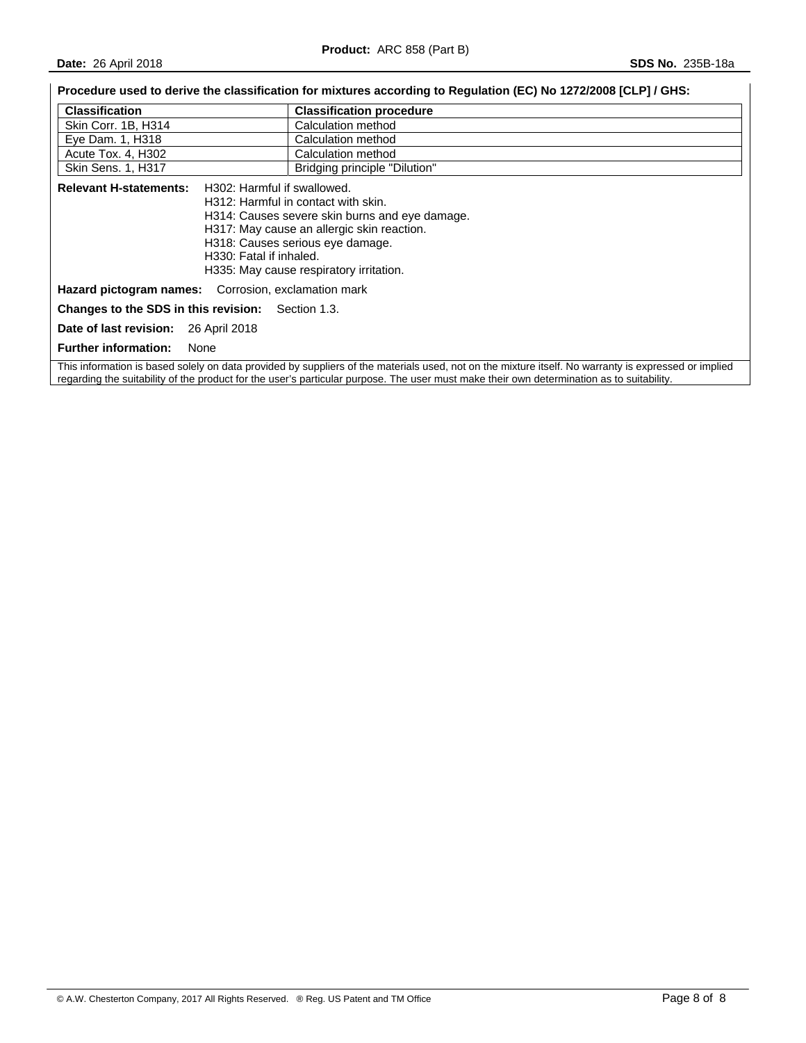**Procedure used to derive the classification for mixtures according to Regulation (EC) No 1272/2008 [CLP] / GHS:**

| Classification | Classification procedure |
|---|---|
| Skin Corr. 1B, H314 | Calculation method |
| Eye Dam. 1, H318 | Calculation method |
| Acute Tox. 4, H302 | Calculation method |
| Skin Sens. 1, H317 | Bridging principle "Dilution" |

**Relevant H-statements:** H302: Harmful if swallowed.
H312: Harmful in contact with skin.
H314: Causes severe skin burns and eye damage.
H317: May cause an allergic skin reaction.
H318: Causes serious eye damage.
H330: Fatal if inhaled.
H335: May cause respiratory irritation.

**Hazard pictogram names:** Corrosion, exclamation mark

**Changes to the SDS in this revision:** Section 1.3.

**Date of last revision:** 26 April 2018

**Further information:** None

This information is based solely on data provided by suppliers of the materials used, not on the mixture itself. No warranty is expressed or implied regarding the suitability of the product for the user's particular purpose. The user must make their own determination as to suitability.